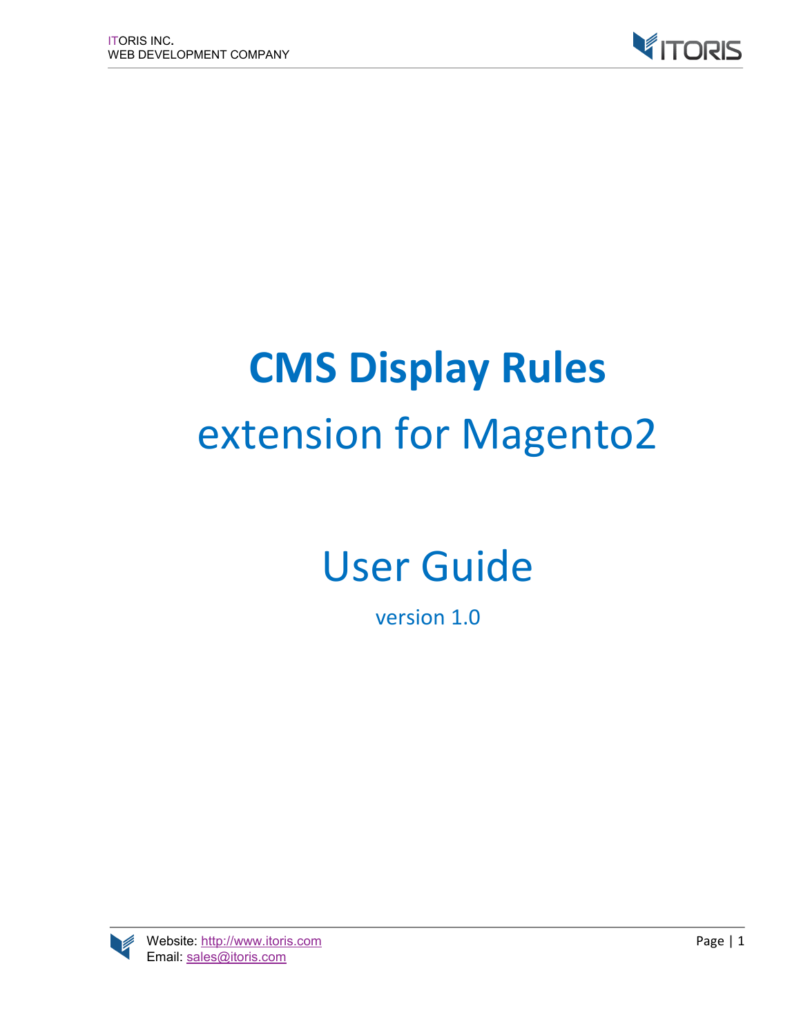# CMS Display Rules

## extension for Magento2

# User Guide

version 1.0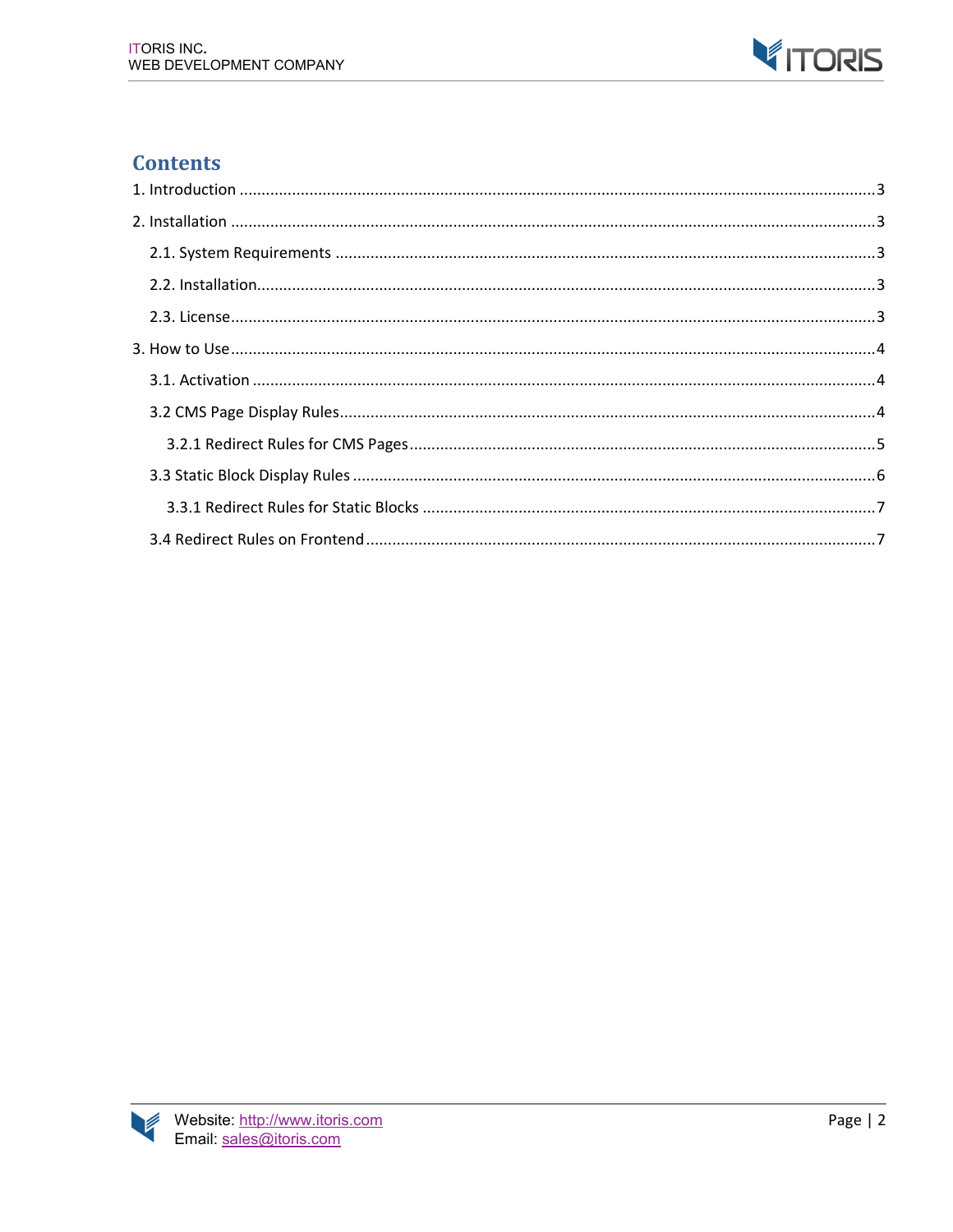# Contents

1. Introduction ........................................................................................................................... 3

2. Installation ............................................................................................................................ 3

   2.1. System Requirements ...................................................................................................... 3

   2.2. Installation........................................................................................................................ 3

   2.3. License.............................................................................................................................. 3

3. How to Use............................................................................................................................. 4

   3.1. Activation ......................................................................................................................... 4

   3.2 CMS Page Display Rules..................................................................................................... 4

      3.2.1 Redirect Rules for CMS Pages....................................................................................... 5

   3.3 Static Block Display Rules .................................................................................................. 6

      3.3.1 Redirect Rules for Static Blocks .................................................................................... 7

   3.4 Redirect Rules on Frontend................................................................................................ 7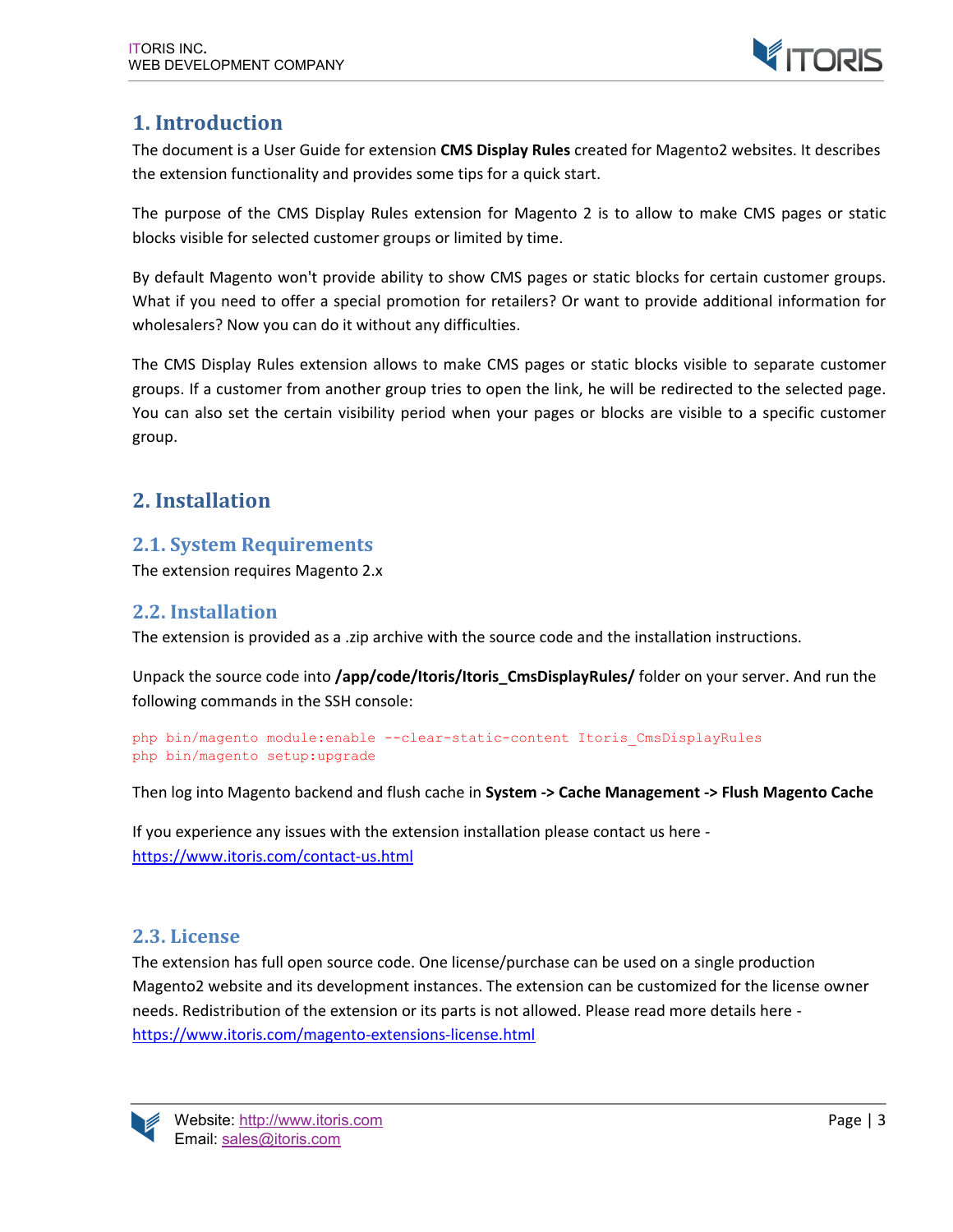# 1. Introduction

The document is a User Guide for extension **CMS Display Rules** created for Magento2 websites. It describes the extension functionality and provides some tips for a quick start.

The purpose of the CMS Display Rules extension for Magento 2 is to allow to make CMS pages or static blocks visible for selected customer groups or limited by time.

By default Magento won't provide ability to show CMS pages or static blocks for certain customer groups. What if you need to offer a special promotion for retailers? Or want to provide additional information for wholesalers? Now you can do it without any difficulties.

The CMS Display Rules extension allows to make CMS pages or static blocks visible to separate customer groups. If a customer from another group tries to open the link, he will be redirected to the selected page. You can also set the certain visibility period when your pages or blocks are visible to a specific customer group.

# 2. Installation

## 2.1. System Requirements

The extension requires Magento 2.x

## 2.2. Installation

The extension is provided as a .zip archive with the source code and the installation instructions.

Unpack the source code into **/app/code/Itoris/Itoris_CmsDisplayRules/** folder on your server. And run the following commands in the SSH console:

```
php bin/magento module:enable --clear-static-content Itoris_CmsDisplayRules
php bin/magento setup:upgrade
```

Then log into Magento backend and flush cache in **System -> Cache Management -> Flush Magento Cache**

If you experience any issues with the extension installation please contact us here - https://www.itoris.com/contact-us.html

## 2.3. License

The extension has full open source code. One license/purchase can be used on a single production Magento2 website and its development instances. The extension can be customized for the license owner needs. Redistribution of the extension or its parts is not allowed. Please read more details here - https://www.itoris.com/magento-extensions-license.html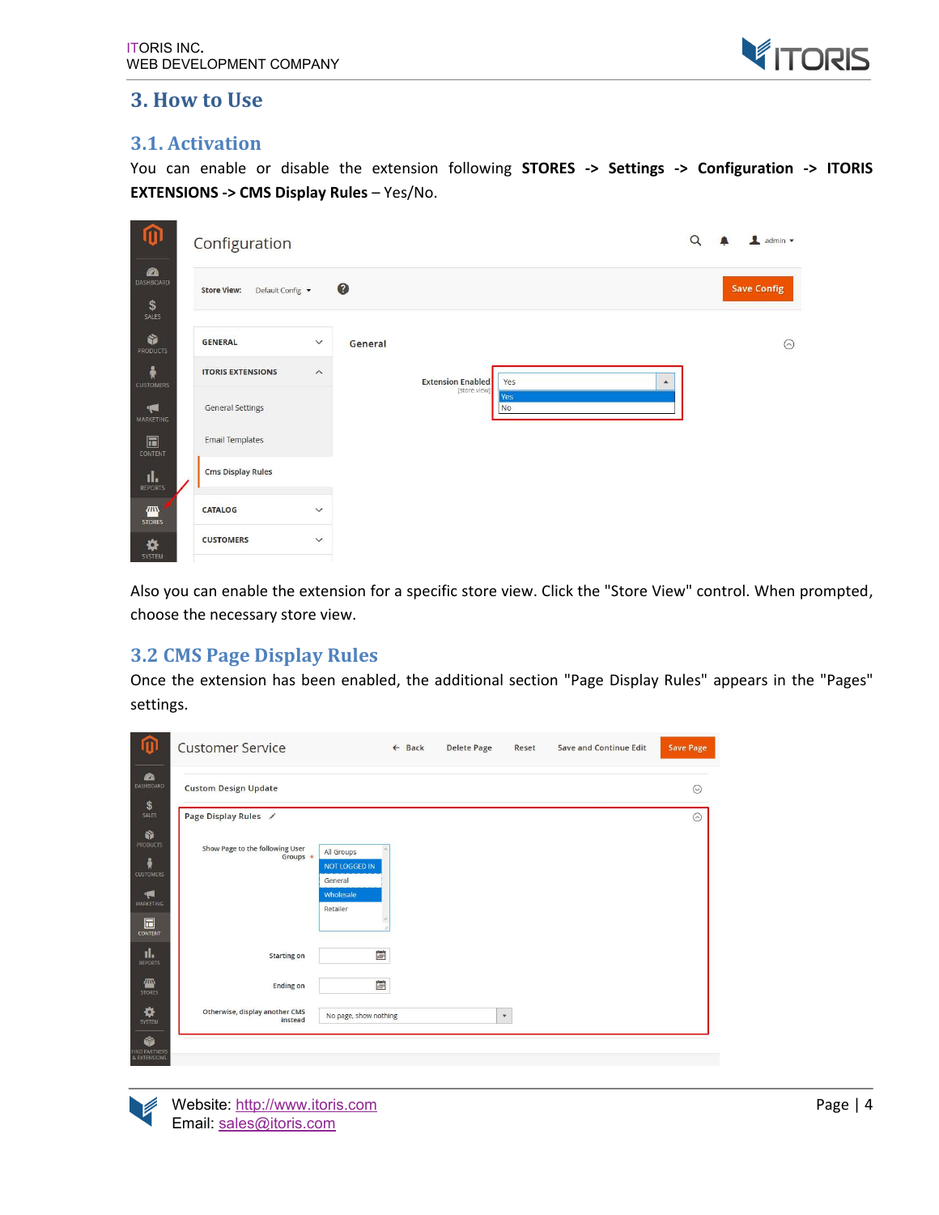# 3. How to Use

## 3.1. Activation

You can enable or disable the extension following **STORES -> Settings -> Configuration -> ITORIS EXTENSIONS -> CMS Display Rules** – Yes/No.

Also you can enable the extension for a specific store view. Click the "Store View" control. When prompted, choose the necessary store view.

## 3.2 CMS Page Display Rules

Once the extension has been enabled, the additional section "Page Display Rules" appears in the "Pages" settings.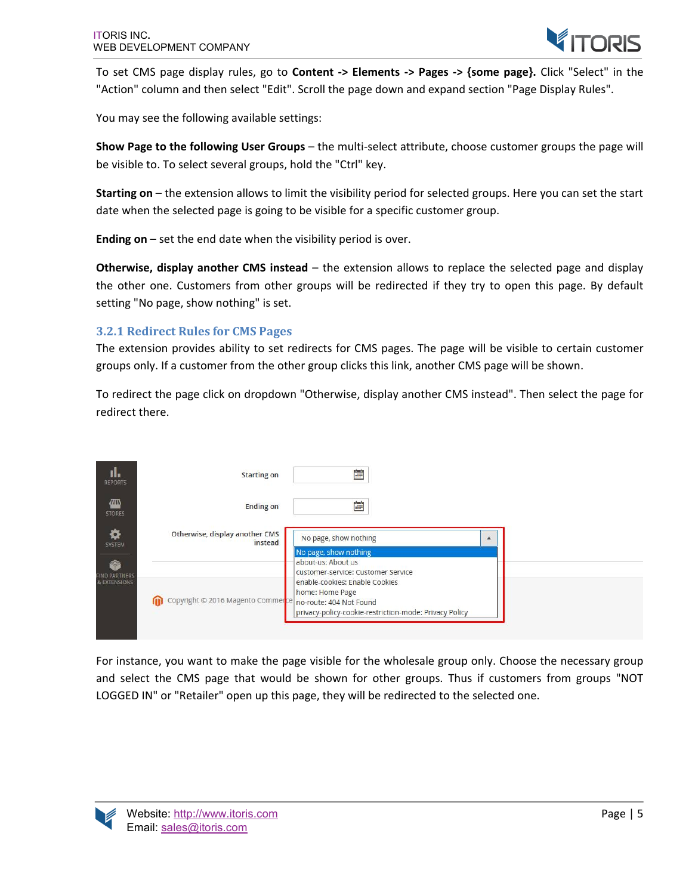To set CMS page display rules, go to **Content -> Elements -> Pages -> {some page}.** Click "Select" in the "Action" column and then select "Edit". Scroll the page down and expand section "Page Display Rules".

You may see the following available settings:

**Show Page to the following User Groups** – the multi-select attribute, choose customer groups the page will be visible to. To select several groups, hold the "Ctrl" key.

**Starting on** – the extension allows to limit the visibility period for selected groups. Here you can set the start date when the selected page is going to be visible for a specific customer group.

**Ending on** – set the end date when the visibility period is over.

**Otherwise, display another CMS instead** – the extension allows to replace the selected page and display the other one. Customers from other groups will be redirected if they try to open this page. By default setting "No page, show nothing" is set.

### 3.2.1 Redirect Rules for CMS Pages

The extension provides ability to set redirects for CMS pages. The page will be visible to certain customer groups only. If a customer from the other group clicks this link, another CMS page will be shown.

To redirect the page click on dropdown "Otherwise, display another CMS instead". Then select the page for redirect there.

For instance, you want to make the page visible for the wholesale group only. Choose the necessary group and select the CMS page that would be shown for other groups. Thus if customers from groups "NOT LOGGED IN" or "Retailer" open up this page, they will be redirected to the selected one.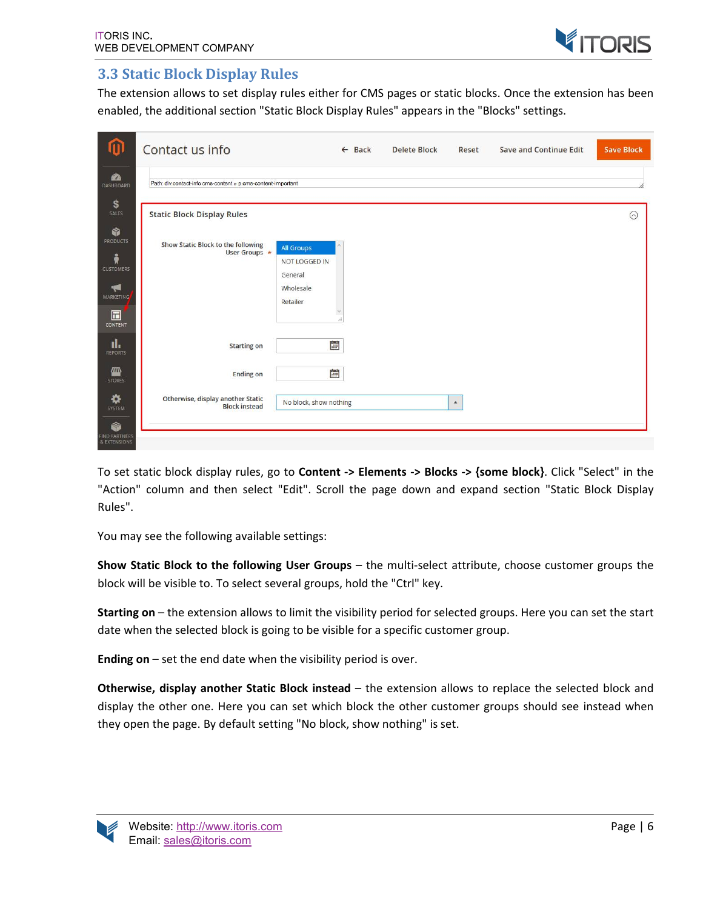## 3.3 Static Block Display Rules

The extension allows to set display rules either for CMS pages or static blocks. Once the extension has been enabled, the additional section "Static Block Display Rules" appears in the "Blocks" settings.

To set static block display rules, go to **Content -> Elements -> Blocks -> {some block}**. Click "Select" in the "Action" column and then select "Edit". Scroll the page down and expand section "Static Block Display Rules".

You may see the following available settings:

**Show Static Block to the following User Groups** – the multi-select attribute, choose customer groups the block will be visible to. To select several groups, hold the "Ctrl" key.

**Starting on** – the extension allows to limit the visibility period for selected groups. Here you can set the start date when the selected block is going to be visible for a specific customer group.

**Ending on** – set the end date when the visibility period is over.

**Otherwise, display another Static Block instead** – the extension allows to replace the selected block and display the other one. Here you can set which block the other customer groups should see instead when they open the page. By default setting "No block, show nothing" is set.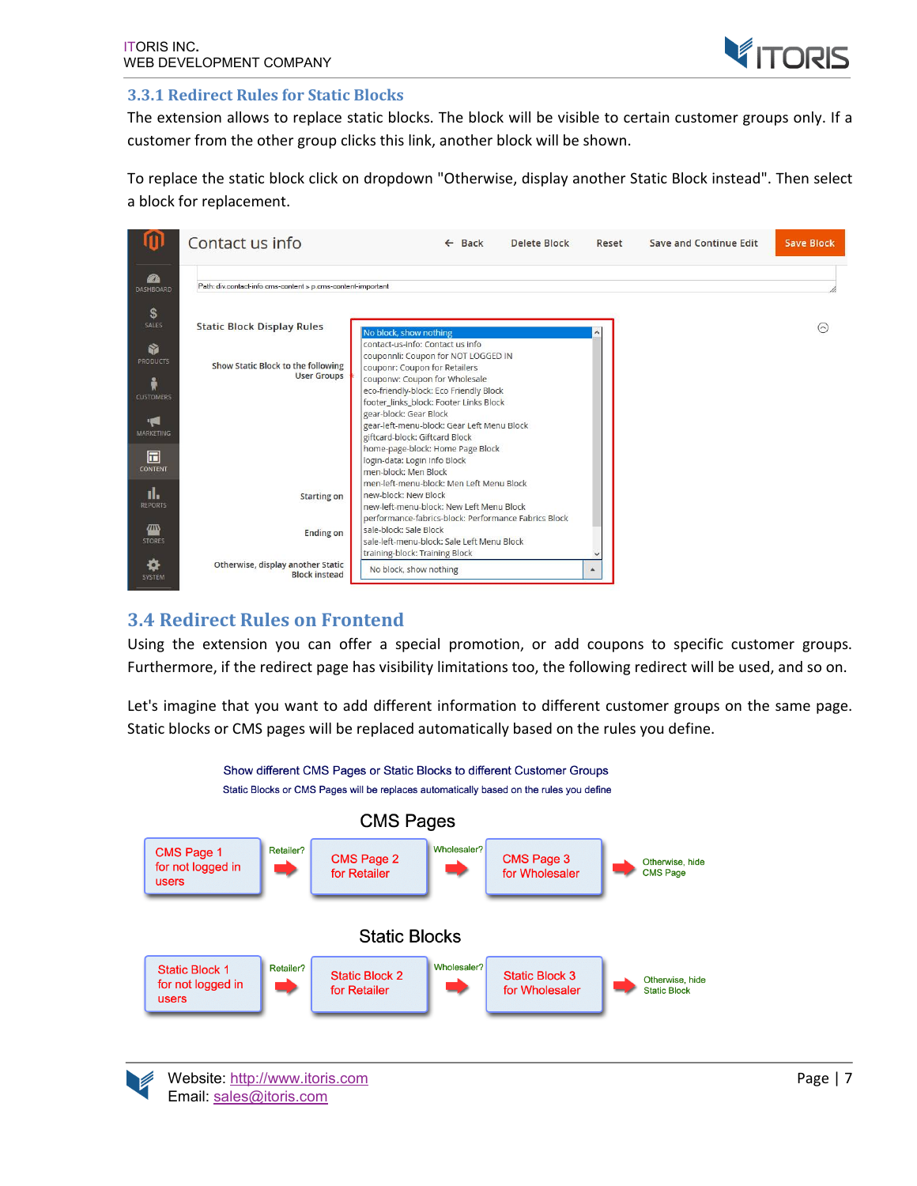### 3.3.1 Redirect Rules for Static Blocks

The extension allows to replace static blocks. The block will be visible to certain customer groups only. If a customer from the other group clicks this link, another block will be shown.

To replace the static block click on dropdown "Otherwise, display another Static Block instead". Then select a block for replacement.

## 3.4 Redirect Rules on Frontend

Using the extension you can offer a special promotion, or add coupons to specific customer groups. Furthermore, if the redirect page has visibility limitations too, the following redirect will be used, and so on.

Let's imagine that you want to add different information to different customer groups on the same page. Static blocks or CMS pages will be replaced automatically based on the rules you define.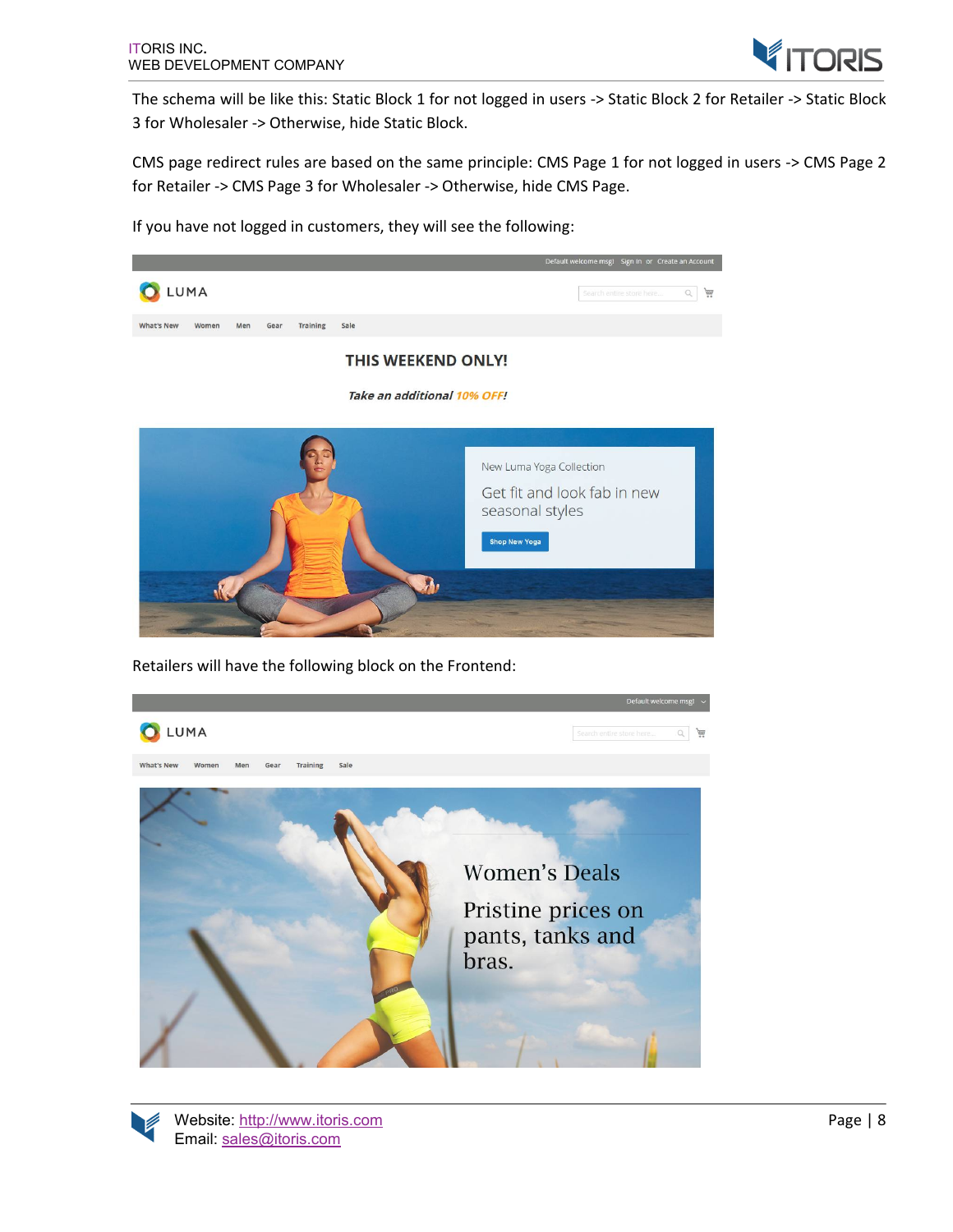The schema will be like this: Static Block 1 for not logged in users -> Static Block 2 for Retailer -> Static Block 3 for Wholesaler -> Otherwise, hide Static Block.

CMS page redirect rules are based on the same principle: CMS Page 1 for not logged in users -> CMS Page 2 for Retailer -> CMS Page 3 for Wholesaler -> Otherwise, hide CMS Page.

If you have not logged in customers, they will see the following:

Retailers will have the following block on the Frontend: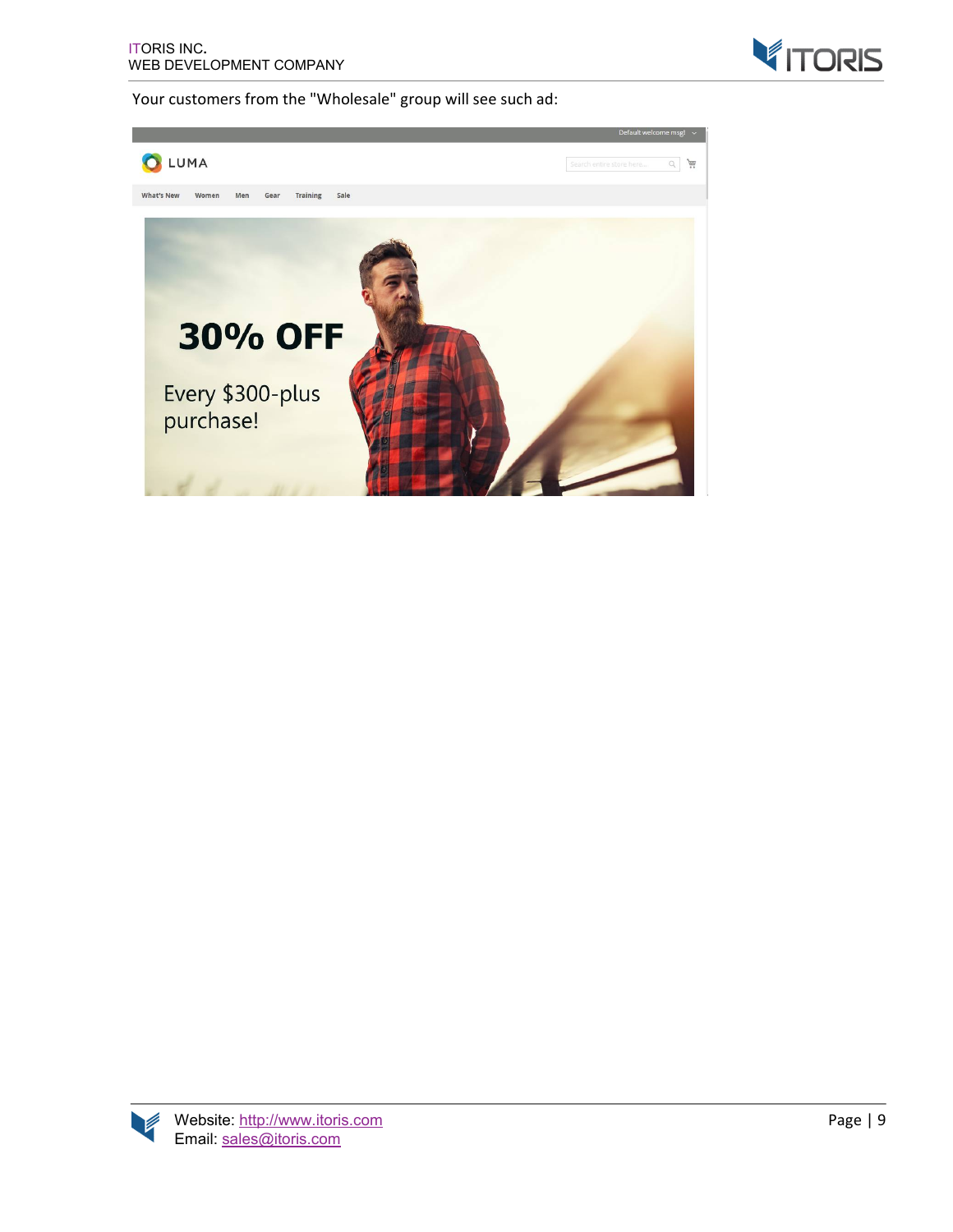Your customers from the "Wholesale" group will see such ad: